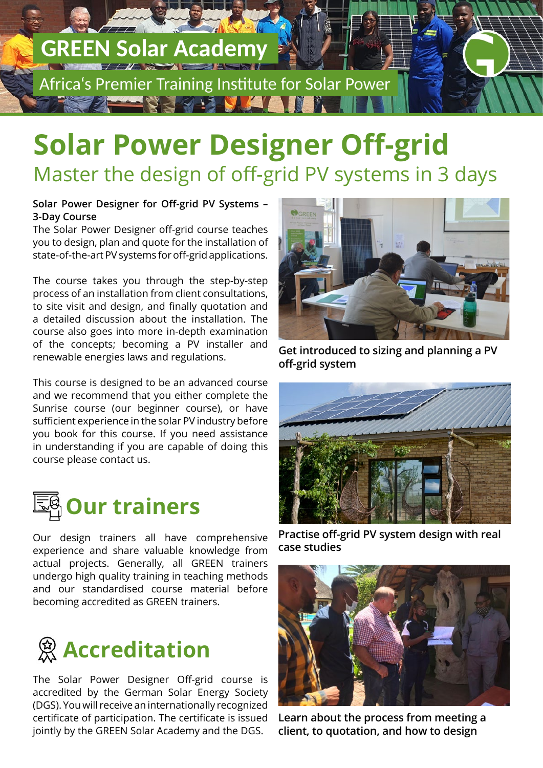GREEN Solar Academy

Africa's Premier Training Institute for Solar Power

# Solar Power Designer Off-grid

## Master the design of off-grid PV systems in 3 days

**Solar Power Designer for Off-grid PV Systems – 3-Day Course**

The Solar Power Designer off-grid course teaches you to design, plan and quote for the installation of state-of-the-art PV systems for off-grid applications.

The course takes you through the step-by-step process of an installation from client consultations, to site visit and design, and finally quotation and a detailed discussion about the installation. The course also goes into more in-depth examination of the concepts; becoming a PV installer and renewable energies laws and regulations.

This course is designed to be an advanced course and we recommend that you either complete the Sunrise course (our beginner course), or have sufficient experience in the solar PV industry before you book for this course. If you need assistance in understanding if you are capable of doing this course please contact us.

## Our trainers

Our design trainers all have comprehensive experience and share valuable knowledge from actual projects. Generally, all GREEN trainers undergo high quality training in teaching methods and our standardised course material before becoming accredited as GREEN trainers.

## Accreditation

The Solar Power Designer Off-grid course is accredited by the German Solar Energy Society (DGS). You will receive an internationally recognized certificate of participation. The certificate is issued jointly by the GREEN Solar Academy and the DGS.

**Get introduced to sizing and planning a PV off-grid system**

**Practise off-grid PV system design with real case studies**

**Learn about the process from meeting a client, to quotation, and how to design**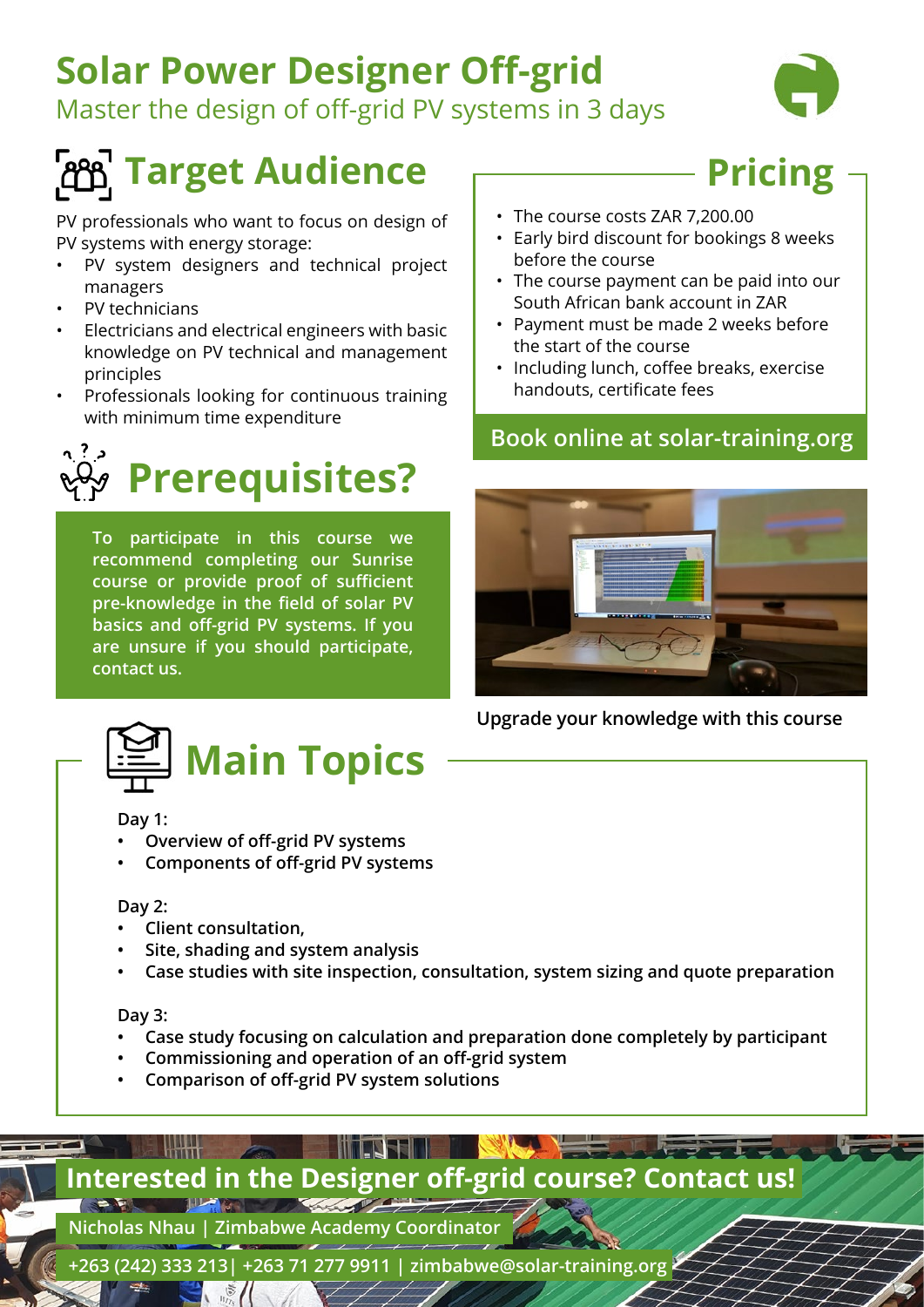# Solar Power Designer Off-grid

Master the design of off-grid PV systems in 3 days

## Target Audience

PV professionals who want to focus on design of PV systems with energy storage:

- PV system designers and technical project managers
- PV technicians
- Electricians and electrical engineers with basic knowledge on PV technical and management principles
- Professionals looking for continuous training with minimum time expenditure

## Prerequisites?

**To participate in this course we recommend completing our Sunrise course or provide proof of sufficient pre-knowledge in the field of solar PV basics and off-grid PV systems. If you are unsure if you should participate, contact us.**

## Pricing

- The course costs ZAR 7,200.00
- Early bird discount for bookings 8 weeks before the course
- The course payment can be paid into our South African bank account in ZAR
- Payment must be made 2 weeks before the start of the course
- Including lunch, coffee breaks, exercise handouts, certificate fees

**Book online at solar-training.org**

**Upgrade your knowledge with this course**

## Main Topics

**Day 1:**

- **Overview of off-grid PV systems**
- **Components of off-grid PV systems**

**Day 2:**

- **Client consultation,**
- **Site, shading and system analysis**
- **Case studies with site inspection, consultation, system sizing and quote preparation**

**Day 3:**

- **Case study focusing on calculation and preparation done completely by participant**
- **Commissioning and operation of an off-grid system**
- **Comparison of off-grid PV system solutions**

## Interested in the Designer off-grid course? Contact us!

**Nicholas Nhau | Zimbabwe Academy Coordinator**

**+263 (242) 333 213| +263 71 277 9911 | zimbabwe@solar-training.org**